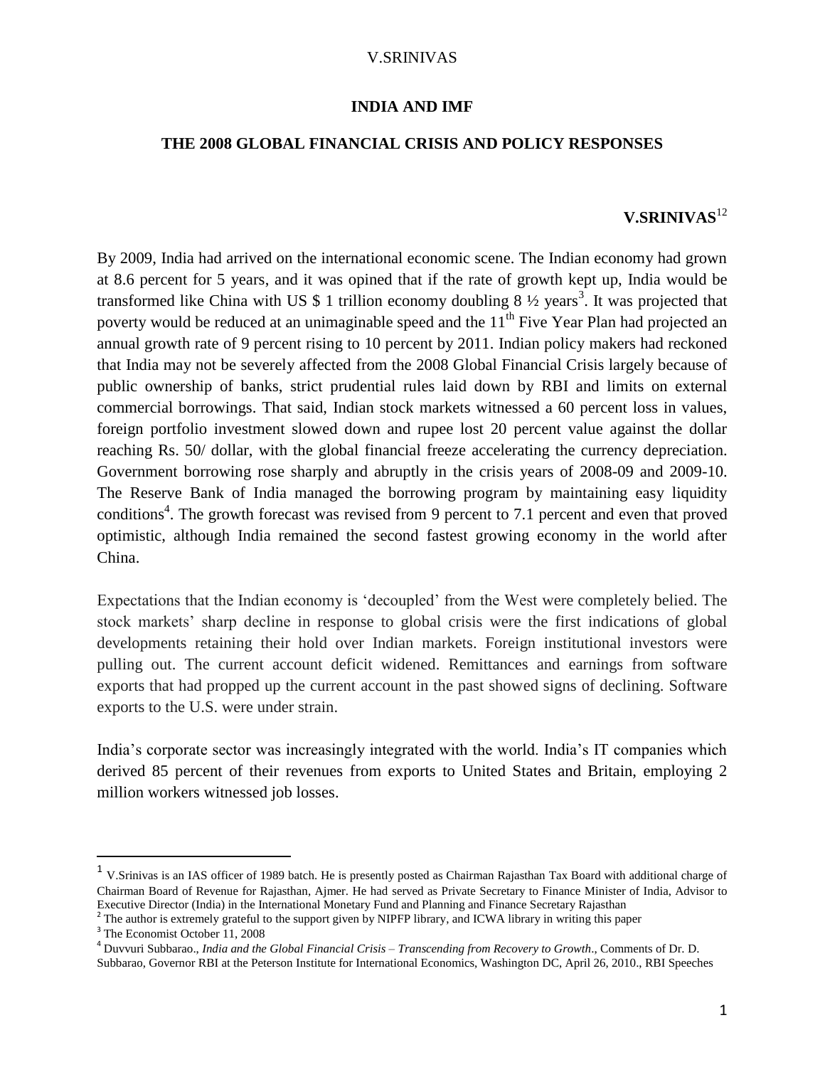# INDIA AND IMF

## THE 2008 GLOBAL FINANCIAL CRISIS AND POLICY RESPONSES

**V.SRINIVAS**[1,2]

By 2009, India had arrived on the international economic scene. The Indian economy had grown at 8.6 percent for 5 years, and it was opined that if the rate of growth kept up, India would be transformed like China with US $ 1 trillion economy doubling 8 ½ years[3]. It was projected that poverty would be reduced at an unimaginable speed and the 11th Five Year Plan had projected an annual growth rate of 9 percent rising to 10 percent by 2011. Indian policy makers had reckoned that India may not be severely affected from the 2008 Global Financial Crisis largely because of public ownership of banks, strict prudential rules laid down by RBI and limits on external commercial borrowings. That said, Indian stock markets witnessed a 60 percent loss in values, foreign portfolio investment slowed down and rupee lost 20 percent value against the dollar reaching Rs. 50/ dollar, with the global financial freeze accelerating the currency depreciation. Government borrowing rose sharply and abruptly in the crisis years of 2008-09 and 2009-10. The Reserve Bank of India managed the borrowing program by maintaining easy liquidity conditions[4]. The growth forecast was revised from 9 percent to 7.1 percent and even that proved optimistic, although India remained the second fastest growing economy in the world after China.

Expectations that the Indian economy is 'decoupled' from the West were completely belied. The stock markets' sharp decline in response to global crisis were the first indications of global developments retaining their hold over Indian markets. Foreign institutional investors were pulling out. The current account deficit widened. Remittances and earnings from software exports that had propped up the current account in the past showed signs of declining. Software exports to the U.S. were under strain.

India's corporate sector was increasingly integrated with the world. India's IT companies which derived 85 percent of their revenues from exports to United States and Britain, employing 2 million workers witnessed job losses.

---

[1] V.Srinivas is an IAS officer of 1989 batch. He is presently posted as Chairman Rajasthan Tax Board with additional charge of Chairman Board of Revenue for Rajasthan, Ajmer. He had served as Private Secretary to Finance Minister of India, Advisor to Executive Director (India) in the International Monetary Fund and Planning and Finance Secretary Rajasthan

[2] The author is extremely grateful to the support given by NIPFP library, and ICWA library in writing this paper

[3] The Economist October 11, 2008

[4] Duvvuri Subbarao., *India and the Global Financial Crisis – Transcending from Recovery to Growth*., Comments of Dr. D. Subbarao, Governor RBI at the Peterson Institute for International Economics, Washington DC, April 26, 2010., RBI Speeches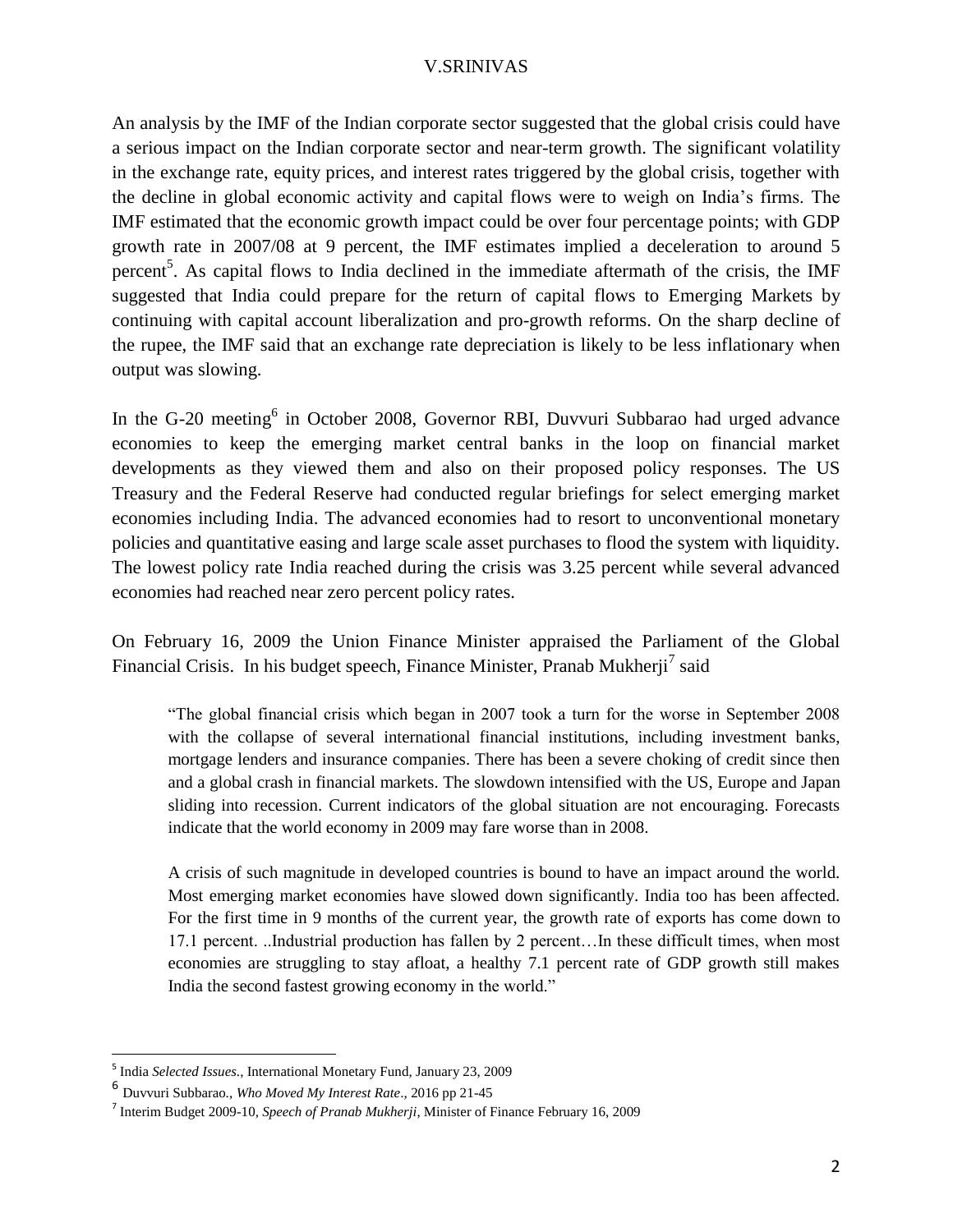An analysis by the IMF of the Indian corporate sector suggested that the global crisis could have a serious impact on the Indian corporate sector and near-term growth. The significant volatility in the exchange rate, equity prices, and interest rates triggered by the global crisis, together with the decline in global economic activity and capital flows were to weigh on India's firms. The IMF estimated that the economic growth impact could be over four percentage points; with GDP growth rate in 2007/08 at 9 percent, the IMF estimates implied a deceleration to around 5 percent[5]. As capital flows to India declined in the immediate aftermath of the crisis, the IMF suggested that India could prepare for the return of capital flows to Emerging Markets by continuing with capital account liberalization and pro-growth reforms. On the sharp decline of the rupee, the IMF said that an exchange rate depreciation is likely to be less inflationary when output was slowing.

In the G-20 meeting[6] in October 2008, Governor RBI, Duvvuri Subbarao had urged advance economies to keep the emerging market central banks in the loop on financial market developments as they viewed them and also on their proposed policy responses. The US Treasury and the Federal Reserve had conducted regular briefings for select emerging market economies including India. The advanced economies had to resort to unconventional monetary policies and quantitative easing and large scale asset purchases to flood the system with liquidity. The lowest policy rate India reached during the crisis was 3.25 percent while several advanced economies had reached near zero percent policy rates.

On February 16, 2009 the Union Finance Minister appraised the Parliament of the Global Financial Crisis. In his budget speech, Finance Minister, Pranab Mukherji[7] said

> "The global financial crisis which began in 2007 took a turn for the worse in September 2008 with the collapse of several international financial institutions, including investment banks, mortgage lenders and insurance companies. There has been a severe choking of credit since then and a global crash in financial markets. The slowdown intensified with the US, Europe and Japan sliding into recession. Current indicators of the global situation are not encouraging. Forecasts indicate that the world economy in 2009 may fare worse than in 2008.
>
> A crisis of such magnitude in developed countries is bound to have an impact around the world. Most emerging market economies have slowed down significantly. India too has been affected. For the first time in 9 months of the current year, the growth rate of exports has come down to 17.1 percent. ..Industrial production has fallen by 2 percent…In these difficult times, when most economies are struggling to stay afloat, a healthy 7.1 percent rate of GDP growth still makes India the second fastest growing economy in the world."

---

[5] India *Selected Issues*., International Monetary Fund, January 23, 2009

[6] Duvvuri Subbarao., *Who Moved My Interest Rate*., 2016 pp 21-45

[7] Interim Budget 2009-10, *Speech of Pranab Mukherji*, Minister of Finance February 16, 2009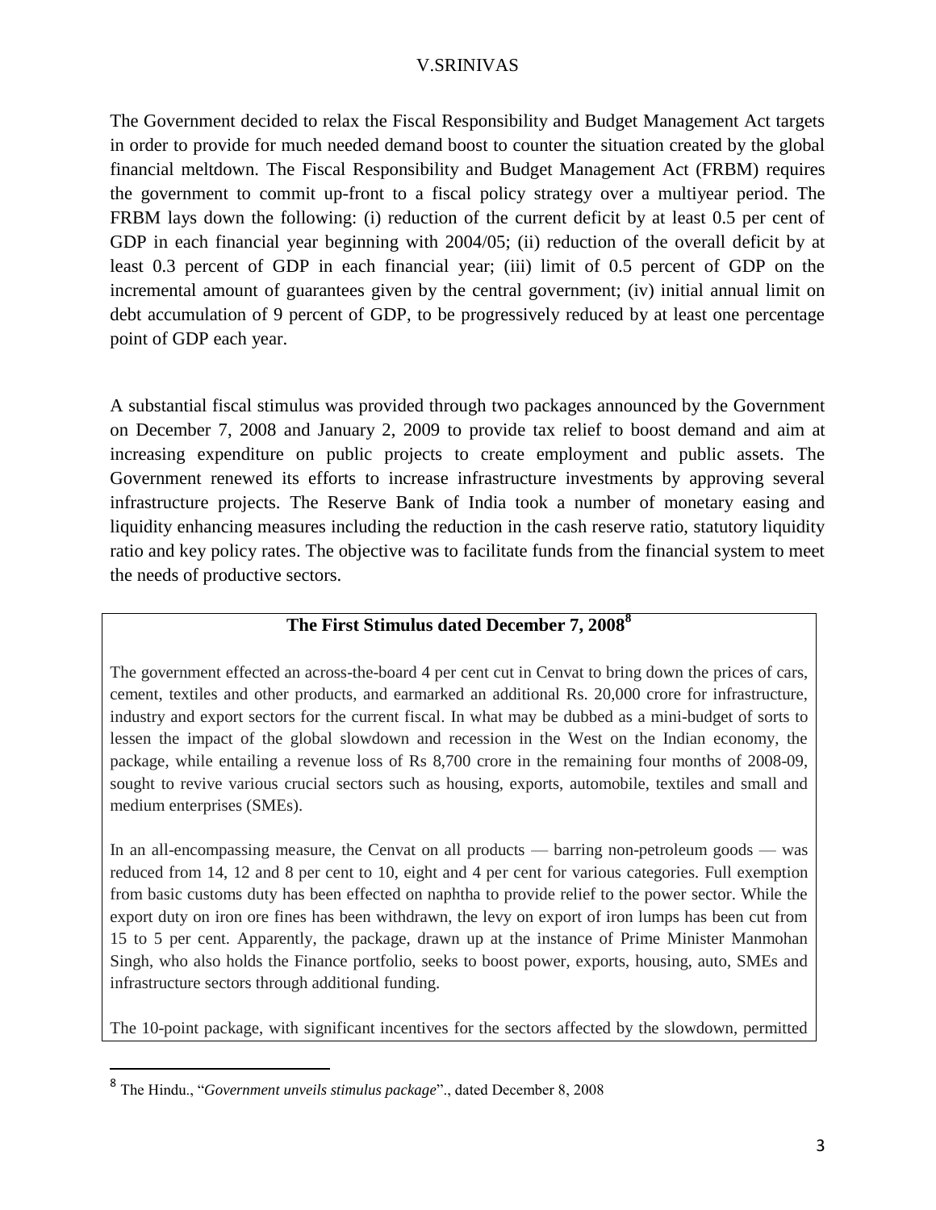The Government decided to relax the Fiscal Responsibility and Budget Management Act targets in order to provide for much needed demand boost to counter the situation created by the global financial meltdown. The Fiscal Responsibility and Budget Management Act (FRBM) requires the government to commit up-front to a fiscal policy strategy over a multiyear period. The FRBM lays down the following: (i) reduction of the current deficit by at least 0.5 per cent of GDP in each financial year beginning with 2004/05; (ii) reduction of the overall deficit by at least 0.3 percent of GDP in each financial year; (iii) limit of 0.5 percent of GDP on the incremental amount of guarantees given by the central government; (iv) initial annual limit on debt accumulation of 9 percent of GDP, to be progressively reduced by at least one percentage point of GDP each year.

A substantial fiscal stimulus was provided through two packages announced by the Government on December 7, 2008 and January 2, 2009 to provide tax relief to boost demand and aim at increasing expenditure on public projects to create employment and public assets. The Government renewed its efforts to increase infrastructure investments by approving several infrastructure projects. The Reserve Bank of India took a number of monetary easing and liquidity enhancing measures including the reduction in the cash reserve ratio, statutory liquidity ratio and key policy rates. The objective was to facilitate funds from the financial system to meet the needs of productive sectors.

**The First Stimulus dated December 7, 2008[8]**

The government effected an across-the-board 4 per cent cut in Cenvat to bring down the prices of cars, cement, textiles and other products, and earmarked an additional Rs. 20,000 crore for infrastructure, industry and export sectors for the current fiscal. In what may be dubbed as a mini-budget of sorts to lessen the impact of the global slowdown and recession in the West on the Indian economy, the package, while entailing a revenue loss of Rs 8,700 crore in the remaining four months of 2008-09, sought to revive various crucial sectors such as housing, exports, automobile, textiles and small and medium enterprises (SMEs).

In an all-encompassing measure, the Cenvat on all products — barring non-petroleum goods — was reduced from 14, 12 and 8 per cent to 10, eight and 4 per cent for various categories. Full exemption from basic customs duty has been effected on naphtha to provide relief to the power sector. While the export duty on iron ore fines has been withdrawn, the levy on export of iron lumps has been cut from 15 to 5 per cent. Apparently, the package, drawn up at the instance of Prime Minister Manmohan Singh, who also holds the Finance portfolio, seeks to boost power, exports, housing, auto, SMEs and infrastructure sectors through additional funding.

The 10-point package, with significant incentives for the sectors affected by the slowdown, permitted

[8] The Hindu., "*Government unveils stimulus package*"., dated December 8, 2008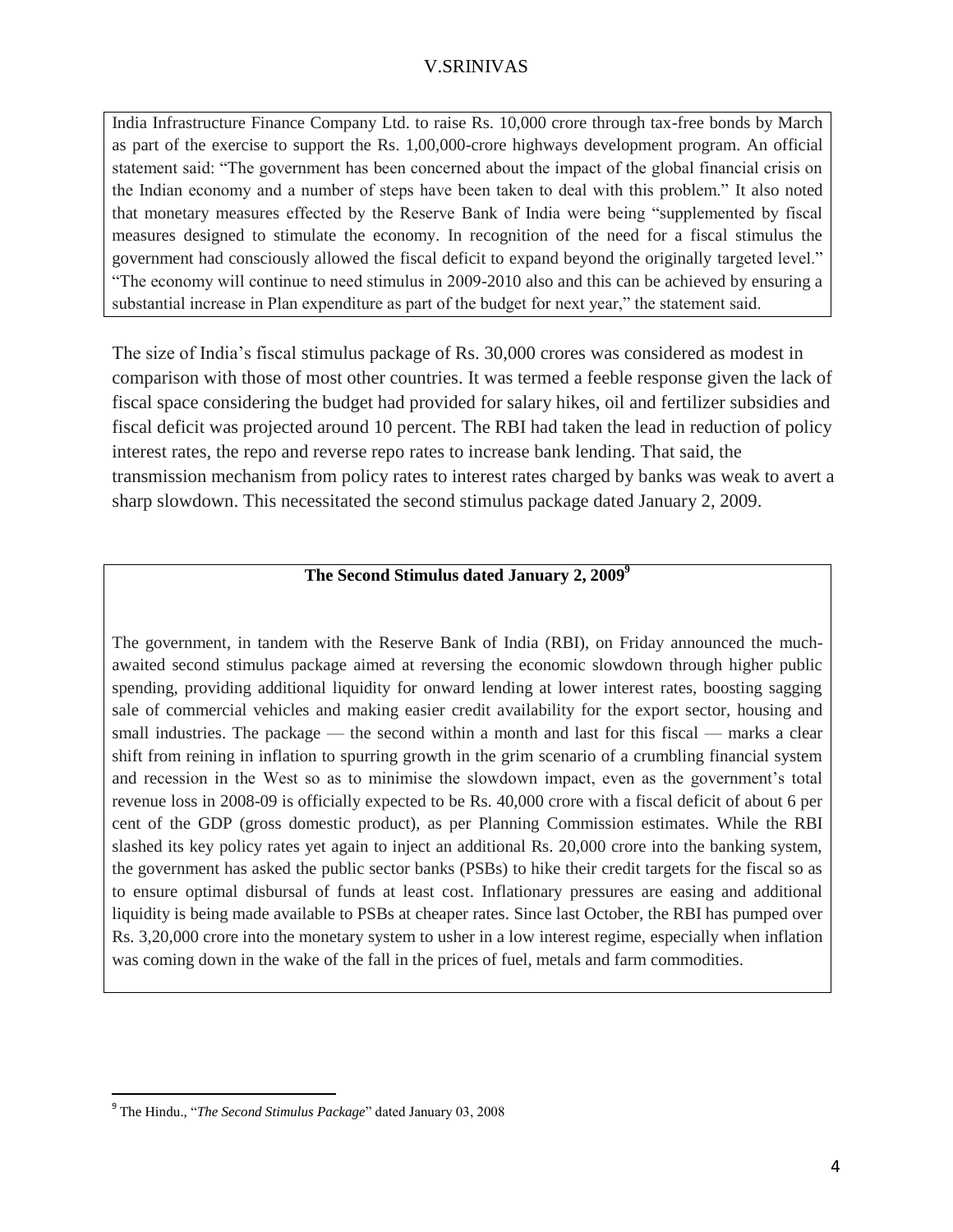India Infrastructure Finance Company Ltd. to raise Rs. 10,000 crore through tax-free bonds by March as part of the exercise to support the Rs. 1,00,000-crore highways development program. An official statement said: "The government has been concerned about the impact of the global financial crisis on the Indian economy and a number of steps have been taken to deal with this problem." It also noted that monetary measures effected by the Reserve Bank of India were being "supplemented by fiscal measures designed to stimulate the economy. In recognition of the need for a fiscal stimulus the government had consciously allowed the fiscal deficit to expand beyond the originally targeted level." "The economy will continue to need stimulus in 2009-2010 also and this can be achieved by ensuring a substantial increase in Plan expenditure as part of the budget for next year," the statement said.

The size of India's fiscal stimulus package of Rs. 30,000 crores was considered as modest in comparison with those of most other countries. It was termed a feeble response given the lack of fiscal space considering the budget had provided for salary hikes, oil and fertilizer subsidies and fiscal deficit was projected around 10 percent. The RBI had taken the lead in reduction of policy interest rates, the repo and reverse repo rates to increase bank lending. That said, the transmission mechanism from policy rates to interest rates charged by banks was weak to avert a sharp slowdown. This necessitated the second stimulus package dated January 2, 2009.

**The Second Stimulus dated January 2, 2009**[9]

The government, in tandem with the Reserve Bank of India (RBI), on Friday announced the much-awaited second stimulus package aimed at reversing the economic slowdown through higher public spending, providing additional liquidity for onward lending at lower interest rates, boosting sagging sale of commercial vehicles and making easier credit availability for the export sector, housing and small industries. The package — the second within a month and last for this fiscal — marks a clear shift from reining in inflation to spurring growth in the grim scenario of a crumbling financial system and recession in the West so as to minimise the slowdown impact, even as the government's total revenue loss in 2008-09 is officially expected to be Rs. 40,000 crore with a fiscal deficit of about 6 per cent of the GDP (gross domestic product), as per Planning Commission estimates. While the RBI slashed its key policy rates yet again to inject an additional Rs. 20,000 crore into the banking system, the government has asked the public sector banks (PSBs) to hike their credit targets for the fiscal so as to ensure optimal disbursal of funds at least cost. Inflationary pressures are easing and additional liquidity is being made available to PSBs at cheaper rates. Since last October, the RBI has pumped over Rs. 3,20,000 crore into the monetary system to usher in a low interest regime, especially when inflation was coming down in the wake of the fall in the prices of fuel, metals and farm commodities.

[9] The Hindu., "*The Second Stimulus Package*" dated January 03, 2008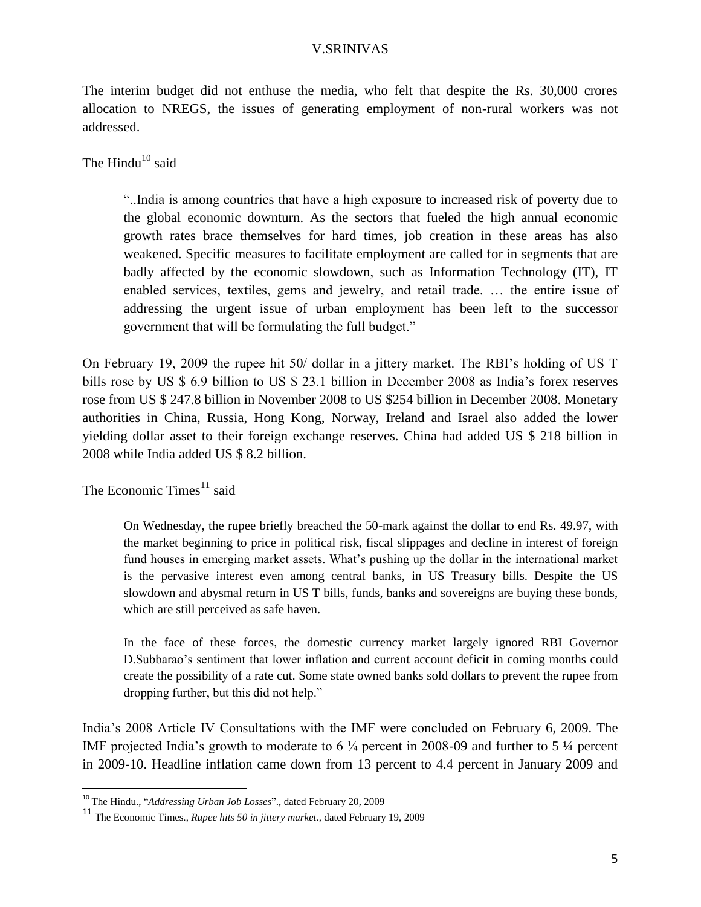The interim budget did not enthuse the media, who felt that despite the Rs. 30,000 crores allocation to NREGS, the issues of generating employment of non-rural workers was not addressed.

The Hindu[10] said

> "..India is among countries that have a high exposure to increased risk of poverty due to the global economic downturn. As the sectors that fueled the high annual economic growth rates brace themselves for hard times, job creation in these areas has also weakened. Specific measures to facilitate employment are called for in segments that are badly affected by the economic slowdown, such as Information Technology (IT), IT enabled services, textiles, gems and jewelry, and retail trade. … the entire issue of addressing the urgent issue of urban employment has been left to the successor government that will be formulating the full budget."

On February 19, 2009 the rupee hit 50/ dollar in a jittery market. The RBI's holding of US T bills rose by US $ 6.9 billion to US $ 23.1 billion in December 2008 as India's forex reserves rose from US $ 247.8 billion in November 2008 to US $254 billion in December 2008. Monetary authorities in China, Russia, Hong Kong, Norway, Ireland and Israel also added the lower yielding dollar asset to their foreign exchange reserves. China had added US $ 218 billion in 2008 while India added US $ 8.2 billion.

The Economic Times[11] said

> On Wednesday, the rupee briefly breached the 50-mark against the dollar to end Rs. 49.97, with the market beginning to price in political risk, fiscal slippages and decline in interest of foreign fund houses in emerging market assets. What's pushing up the dollar in the international market is the pervasive interest even among central banks, in US Treasury bills. Despite the US slowdown and abysmal return in US T bills, funds, banks and sovereigns are buying these bonds, which are still perceived as safe haven.
>
> In the face of these forces, the domestic currency market largely ignored RBI Governor D.Subbarao's sentiment that lower inflation and current account deficit in coming months could create the possibility of a rate cut. Some state owned banks sold dollars to prevent the rupee from dropping further, but this did not help."

India's 2008 Article IV Consultations with the IMF were concluded on February 6, 2009. The IMF projected India's growth to moderate to 6 ¼ percent in 2008-09 and further to 5 ¼ percent in 2009-10. Headline inflation came down from 13 percent to 4.4 percent in January 2009 and

---

[10] The Hindu., "*Addressing Urban Job Losses*"., dated February 20, 2009

[11] The Economic Times., *Rupee hits 50 in jittery market.*, dated February 19, 2009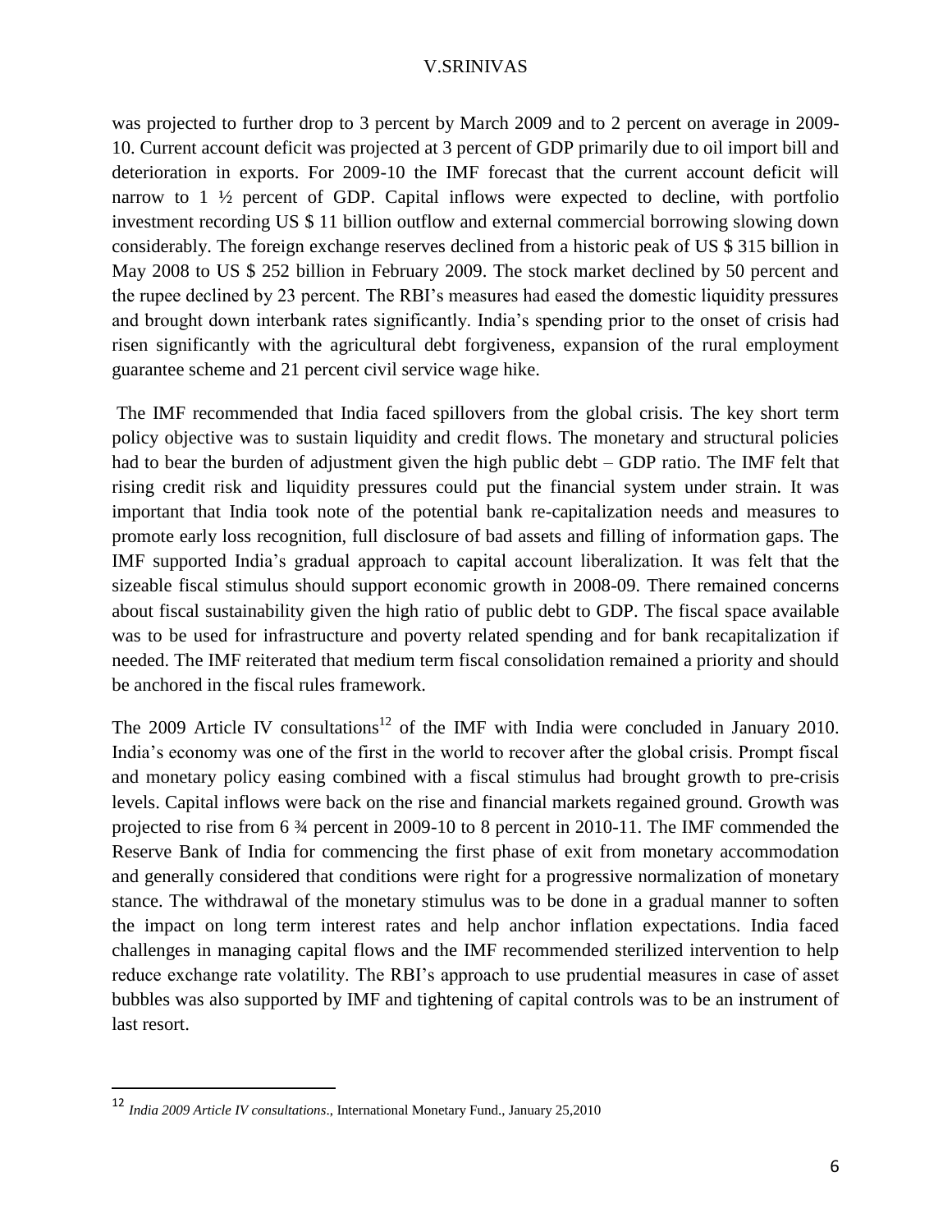was projected to further drop to 3 percent by March 2009 and to 2 percent on average in 2009-10. Current account deficit was projected at 3 percent of GDP primarily due to oil import bill and deterioration in exports. For 2009-10 the IMF forecast that the current account deficit will narrow to 1 ½ percent of GDP. Capital inflows were expected to decline, with portfolio investment recording US $ 11 billion outflow and external commercial borrowing slowing down considerably. The foreign exchange reserves declined from a historic peak of US $ 315 billion in May 2008 to US $ 252 billion in February 2009. The stock market declined by 50 percent and the rupee declined by 23 percent. The RBI's measures had eased the domestic liquidity pressures and brought down interbank rates significantly. India's spending prior to the onset of crisis had risen significantly with the agricultural debt forgiveness, expansion of the rural employment guarantee scheme and 21 percent civil service wage hike.

The IMF recommended that India faced spillovers from the global crisis. The key short term policy objective was to sustain liquidity and credit flows. The monetary and structural policies had to bear the burden of adjustment given the high public debt – GDP ratio. The IMF felt that rising credit risk and liquidity pressures could put the financial system under strain. It was important that India took note of the potential bank re-capitalization needs and measures to promote early loss recognition, full disclosure of bad assets and filling of information gaps. The IMF supported India's gradual approach to capital account liberalization. It was felt that the sizeable fiscal stimulus should support economic growth in 2008-09. There remained concerns about fiscal sustainability given the high ratio of public debt to GDP. The fiscal space available was to be used for infrastructure and poverty related spending and for bank recapitalization if needed. The IMF reiterated that medium term fiscal consolidation remained a priority and should be anchored in the fiscal rules framework.

The 2009 Article IV consultations[12] of the IMF with India were concluded in January 2010. India's economy was one of the first in the world to recover after the global crisis. Prompt fiscal and monetary policy easing combined with a fiscal stimulus had brought growth to pre-crisis levels. Capital inflows were back on the rise and financial markets regained ground. Growth was projected to rise from 6 ¾ percent in 2009-10 to 8 percent in 2010-11. The IMF commended the Reserve Bank of India for commencing the first phase of exit from monetary accommodation and generally considered that conditions were right for a progressive normalization of monetary stance. The withdrawal of the monetary stimulus was to be done in a gradual manner to soften the impact on long term interest rates and help anchor inflation expectations. India faced challenges in managing capital flows and the IMF recommended sterilized intervention to help reduce exchange rate volatility. The RBI's approach to use prudential measures in case of asset bubbles was also supported by IMF and tightening of capital controls was to be an instrument of last resort.

---

[12] *India 2009 Article IV consultations*., International Monetary Fund., January 25,2010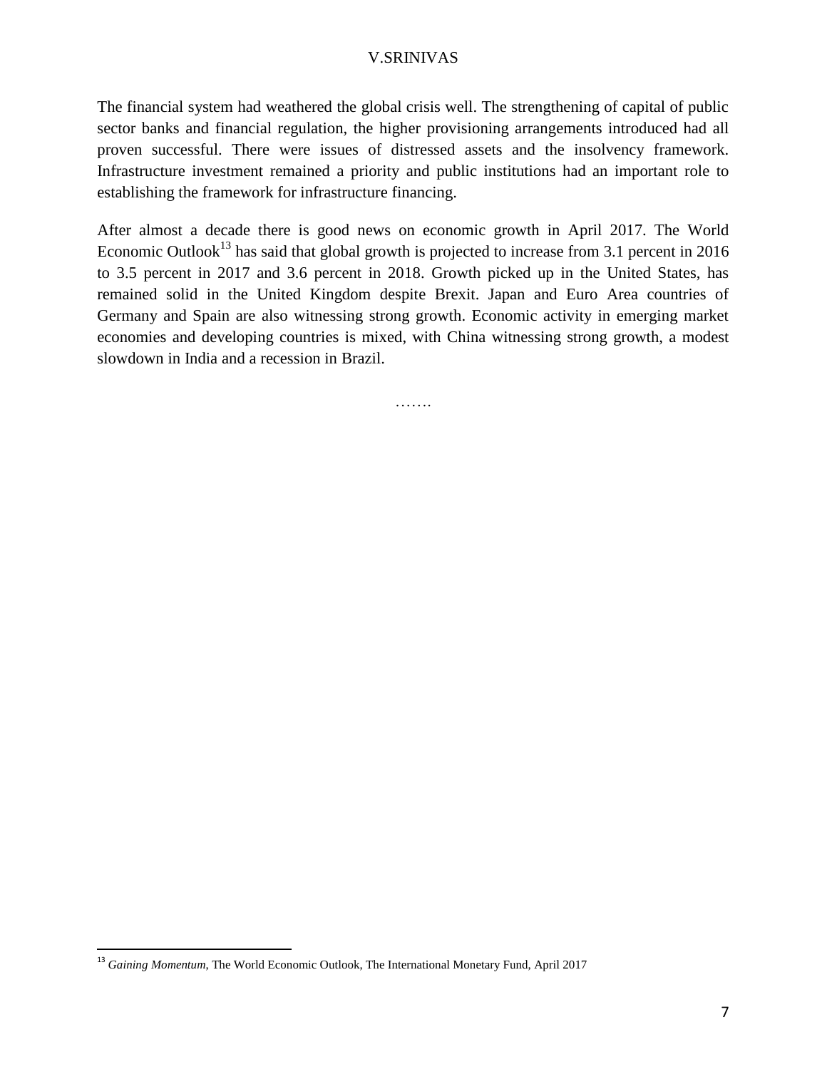The financial system had weathered the global crisis well. The strengthening of capital of public sector banks and financial regulation, the higher provisioning arrangements introduced had all proven successful. There were issues of distressed assets and the insolvency framework. Infrastructure investment remained a priority and public institutions had an important role to establishing the framework for infrastructure financing.

After almost a decade there is good news on economic growth in April 2017. The World Economic Outlook[13] has said that global growth is projected to increase from 3.1 percent in 2016 to 3.5 percent in 2017 and 3.6 percent in 2018. Growth picked up in the United States, has remained solid in the United Kingdom despite Brexit. Japan and Euro Area countries of Germany and Spain are also witnessing strong growth. Economic activity in emerging market economies and developing countries is mixed, with China witnessing strong growth, a modest slowdown in India and a recession in Brazil.

…….

[13] *Gaining Momentum*, The World Economic Outlook, The International Monetary Fund, April 2017